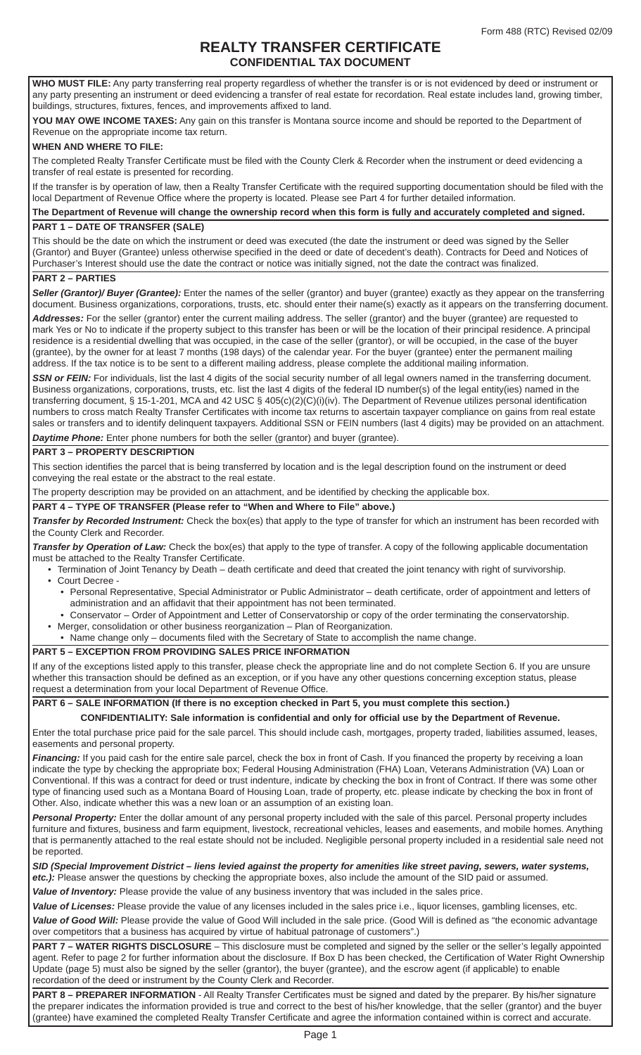Form 488 (RTC) Revised 02/09

# REALTY TRANSFER CERTIFICATE

## CONFIDENTIAL TAX DOCUMENT

**WHO MUST FILE:** Any party transferring real property regardless of whether the transfer is or is not evidenced by deed or instrument or any party presenting an instrument or deed evidencing a transfer of real estate for recordation. Real estate includes land, growing timber, buildings, structures, fixtures, fences, and improvements affixed to land.

**YOU MAY OWE INCOME TAXES:** Any gain on this transfer is Montana source income and should be reported to the Department of Revenue on the appropriate income tax return.

**WHEN AND WHERE TO FILE:**

The completed Realty Transfer Certificate must be filed with the County Clerk & Recorder when the instrument or deed evidencing a transfer of real estate is presented for recording.

If the transfer is by operation of law, then a Realty Transfer Certificate with the required supporting documentation should be filed with the local Department of Revenue Office where the property is located. Please see Part 4 for further detailed information.

**The Department of Revenue will change the ownership record when this form is fully and accurately completed and signed.**

**PART 1 – DATE OF TRANSFER (SALE)**

This should be the date on which the instrument or deed was executed (the date the instrument or deed was signed by the Seller (Grantor) and Buyer (Grantee) unless otherwise specified in the deed or date of decedent's death). Contracts for Deed and Notices of Purchaser's Interest should use the date the contract or notice was initially signed, not the date the contract was finalized.

**PART 2 – PARTIES**

***Seller (Grantor)/ Buyer (Grantee):*** Enter the names of the seller (grantor) and buyer (grantee) exactly as they appear on the transferring document. Business organizations, corporations, trusts, etc. should enter their name(s) exactly as it appears on the transferring document.

***Addresses:*** For the seller (grantor) enter the current mailing address. The seller (grantor) and the buyer (grantee) are requested to mark Yes or No to indicate if the property subject to this transfer has been or will be the location of their principal residence. A principal residence is a residential dwelling that was occupied, in the case of the seller (grantor), or will be occupied, in the case of the buyer (grantee), by the owner for at least 7 months (198 days) of the calendar year. For the buyer (grantee) enter the permanent mailing address. If the tax notice is to be sent to a different mailing address, please complete the additional mailing information.

***SSN or FEIN:*** For individuals, list the last 4 digits of the social security number of all legal owners named in the transferring document. Business organizations, corporations, trusts, etc. list the last 4 digits of the federal ID number(s) of the legal entity(ies) named in the transferring document, § 15-1-201, MCA and 42 USC § 405(c)(2)(C)(i)(iv). The Department of Revenue utilizes personal identification numbers to cross match Realty Transfer Certificates with income tax returns to ascertain taxpayer compliance on gains from real estate sales or transfers and to identify delinquent taxpayers. Additional SSN or FEIN numbers (last 4 digits) may be provided on an attachment.

***Daytime Phone:*** Enter phone numbers for both the seller (grantor) and buyer (grantee).

**PART 3 – PROPERTY DESCRIPTION**

This section identifies the parcel that is being transferred by location and is the legal description found on the instrument or deed conveying the real estate or the abstract to the real estate.

The property description may be provided on an attachment, and be identified by checking the applicable box.

**PART 4 – TYPE OF TRANSFER (Please refer to "When and Where to File" above.)**

***Transfer by Recorded Instrument:*** Check the box(es) that apply to the type of transfer for which an instrument has been recorded with the County Clerk and Recorder.

***Transfer by Operation of Law:*** Check the box(es) that apply to the type of transfer. A copy of the following applicable documentation must be attached to the Realty Transfer Certificate.

- Termination of Joint Tenancy by Death – death certificate and deed that created the joint tenancy with right of survivorship.
- Court Decree -
  - Personal Representative, Special Administrator or Public Administrator – death certificate, order of appointment and letters of administration and an affidavit that their appointment has not been terminated.
  - Conservator – Order of Appointment and Letter of Conservatorship or copy of the order terminating the conservatorship.
- Merger, consolidation or other business reorganization – Plan of Reorganization.
  - Name change only – documents filed with the Secretary of State to accomplish the name change.

**PART 5 – EXCEPTION FROM PROVIDING SALES PRICE INFORMATION**

If any of the exceptions listed apply to this transfer, please check the appropriate line and do not complete Section 6. If you are unsure whether this transaction should be defined as an exception, or if you have any other questions concerning exception status, please request a determination from your local Department of Revenue Office.

**PART 6 – SALE INFORMATION (If there is no exception checked in Part 5, you must complete this section.)**

**CONFIDENTIALITY: Sale information is confidential and only for official use by the Department of Revenue.**

Enter the total purchase price paid for the sale parcel. This should include cash, mortgages, property traded, liabilities assumed, leases, easements and personal property.

***Financing:*** If you paid cash for the entire sale parcel, check the box in front of Cash. If you financed the property by receiving a loan indicate the type by checking the appropriate box; Federal Housing Administration (FHA) Loan, Veterans Administration (VA) Loan or Conventional. If this was a contract for deed or trust indenture, indicate by checking the box in front of Contract. If there was some other type of financing used such as a Montana Board of Housing Loan, trade of property, etc. please indicate by checking the box in front of Other. Also, indicate whether this was a new loan or an assumption of an existing loan.

***Personal Property:*** Enter the dollar amount of any personal property included with the sale of this parcel. Personal property includes furniture and fixtures, business and farm equipment, livestock, recreational vehicles, leases and easements, and mobile homes. Anything that is permanently attached to the real estate should not be included. Negligible personal property included in a residential sale need not be reported.

***SID (Special Improvement District – liens levied against the property for amenities like street paving, sewers, water systems, etc.):*** Please answer the questions by checking the appropriate boxes, also include the amount of the SID paid or assumed.

***Value of Inventory:*** Please provide the value of any business inventory that was included in the sales price.

***Value of Licenses:*** Please provide the value of any licenses included in the sales price i.e., liquor licenses, gambling licenses, etc.

***Value of Good Will:*** Please provide the value of Good Will included in the sale price. (Good Will is defined as "the economic advantage over competitors that a business has acquired by virtue of habitual patronage of customers".)

**PART 7 – WATER RIGHTS DISCLOSURE** – This disclosure must be completed and signed by the seller or the seller's legally appointed agent. Refer to page 2 for further information about the disclosure. If Box D has been checked, the Certification of Water Right Ownership Update (page 5) must also be signed by the seller (grantor), the buyer (grantee), and the escrow agent (if applicable) to enable recordation of the deed or instrument by the County Clerk and Recorder.

**PART 8 – PREPARER INFORMATION** - All Realty Transfer Certificates must be signed and dated by the preparer. By his/her signature the preparer indicates the information provided is true and correct to the best of his/her knowledge, that the seller (grantor) and the buyer (grantee) have examined the completed Realty Transfer Certificate and agree the information contained within is correct and accurate.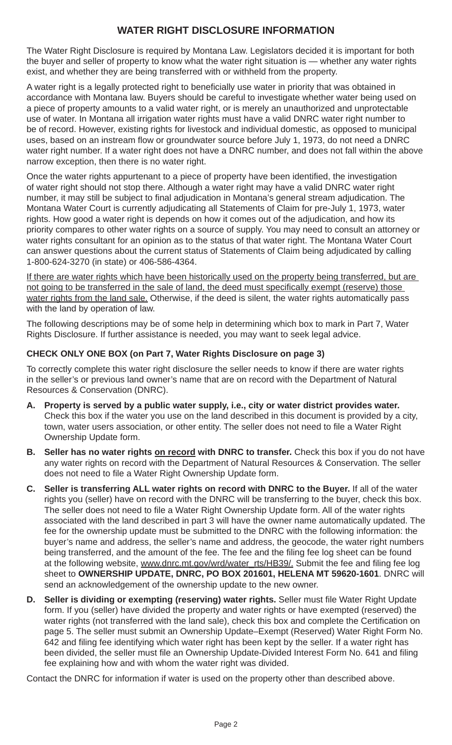# WATER RIGHT DISCLOSURE INFORMATION

The Water Right Disclosure is required by Montana Law. Legislators decided it is important for both the buyer and seller of property to know what the water right situation is — whether any water rights exist, and whether they are being transferred with or withheld from the property.

A water right is a legally protected right to beneficially use water in priority that was obtained in accordance with Montana law. Buyers should be careful to investigate whether water being used on a piece of property amounts to a valid water right, or is merely an unauthorized and unprotectable use of water. In Montana all irrigation water rights must have a valid DNRC water right number to be of record. However, existing rights for livestock and individual domestic, as opposed to municipal uses, based on an instream flow or groundwater source before July 1, 1973, do not need a DNRC water right number. If a water right does not have a DNRC number, and does not fall within the above narrow exception, then there is no water right.

Once the water rights appurtenant to a piece of property have been identified, the investigation of water right should not stop there. Although a water right may have a valid DNRC water right number, it may still be subject to final adjudication in Montana's general stream adjudication. The Montana Water Court is currently adjudicating all Statements of Claim for pre-July 1, 1973, water rights. How good a water right is depends on how it comes out of the adjudication, and how its priority compares to other water rights on a source of supply. You may need to consult an attorney or water rights consultant for an opinion as to the status of that water right. The Montana Water Court can answer questions about the current status of Statements of Claim being adjudicated by calling 1-800-624-3270 (in state) or 406-586-4364.

<u>If there are water rights which have been historically used on the property being transferred, but are not going to be transferred in the sale of land, the deed must specifically exempt (reserve) those water rights from the land sale.</u> Otherwise, if the deed is silent, the water rights automatically pass with the land by operation of law.

The following descriptions may be of some help in determining which box to mark in Part 7, Water Rights Disclosure. If further assistance is needed, you may want to seek legal advice.

**CHECK ONLY ONE BOX (on Part 7, Water Rights Disclosure on page 3)**

To correctly complete this water right disclosure the seller needs to know if there are water rights in the seller's or previous land owner's name that are on record with the Department of Natural Resources & Conservation (DNRC).

- **A. Property is served by a public water supply, i.e., city or water district provides water.** Check this box if the water you use on the land described in this document is provided by a city, town, water users association, or other entity. The seller does not need to file a Water Right Ownership Update form.
- **B. Seller has no water rights <u>on record</u> with DNRC to transfer.** Check this box if you do not have any water rights on record with the Department of Natural Resources & Conservation. The seller does not need to file a Water Right Ownership Update form.
- **C. Seller is transferring ALL water rights on record with DNRC to the Buyer.** If all of the water rights you (seller) have on record with the DNRC will be transferring to the buyer, check this box. The seller does not need to file a Water Right Ownership Update form. All of the water rights associated with the land described in part 3 will have the owner name automatically updated. The fee for the ownership update must be submitted to the DNRC with the following information: the buyer's name and address, the seller's name and address, the geocode, the water right numbers being transferred, and the amount of the fee. The fee and the filing fee log sheet can be found at the following website, <u>www.dnrc.mt.gov/wrd/water_rts/HB39/.</u> Submit the fee and filing fee log sheet to **OWNERSHIP UPDATE, DNRC, PO BOX 201601, HELENA MT 59620-1601**. DNRC will send an acknowledgement of the ownership update to the new owner.
- **D. Seller is dividing or exempting (reserving) water rights.** Seller must file Water Right Update form. If you (seller) have divided the property and water rights or have exempted (reserved) the water rights (not transferred with the land sale), check this box and complete the Certification on page 5. The seller must submit an Ownership Update–Exempt (Reserved) Water Right Form No. 642 and filing fee identifying which water right has been kept by the seller. If a water right has been divided, the seller must file an Ownership Update-Divided Interest Form No. 641 and filing fee explaining how and with whom the water right was divided.

Contact the DNRC for information if water is used on the property other than described above.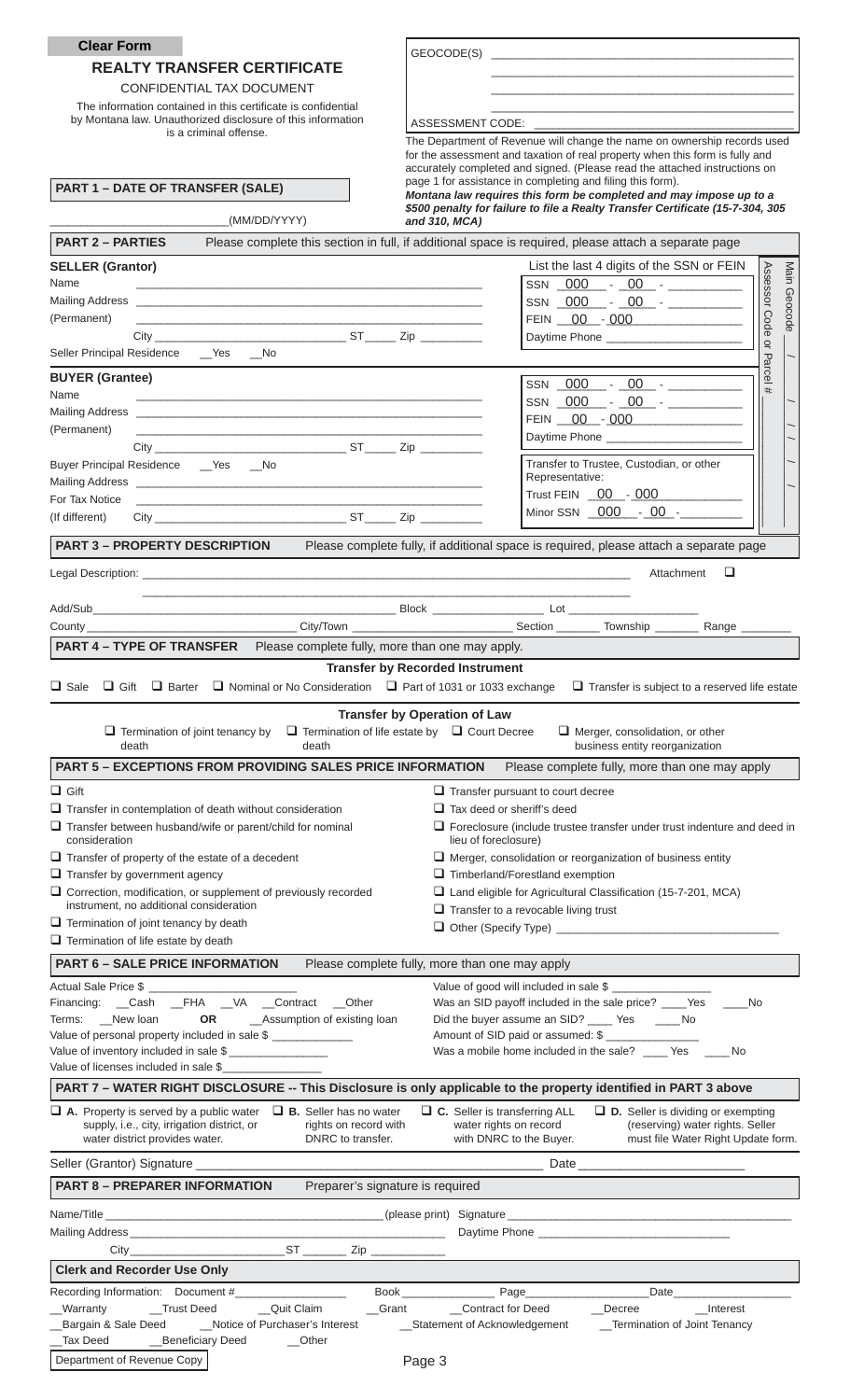Clear Form

# REALTY TRANSFER CERTIFICATE

CONFIDENTIAL TAX DOCUMENT

The information contained in this certificate is confidential by Montana law. Unauthorized disclosure of this information is a criminal offense.

GEOCODE(S) ____________________________________________

____________________________________________

____________________________________________

____________________________________________

ASSESSMENT CODE: ____________________________________

The Department of Revenue will change the name on ownership records used for the assessment and taxation of real property when this form is fully and accurately completed and signed. (Please read the attached instructions on page 1 for assistance in completing and filing this form).
***Montana law requires this form be completed and may impose up to a $500 penalty for failure to file a Realty Transfer Certificate (15-7-304, 305 and 310, MCA)***

## PART 1 – DATE OF TRANSFER (SALE)

_______________________(MM/DD/YYYY)

## PART 2 – PARTIES

Please complete this section in full, if additional space is required, please attach a separate page

**SELLER (Grantor)**

Name ____________________________________________

Mailing Address ____________________________________________

(Permanent) ____________________________________________

City ______________________ ST _____ Zip _________

Seller Principal Residence __Yes __No

List the last 4 digits of the SSN or FEIN

SSN 000 - 00 - __________

SSN 000 - 00 - __________

FEIN 00 - 000 __________

Daytime Phone ____________________

**BUYER (Grantee)**

Name ____________________________________________

Mailing Address ____________________________________________

(Permanent) ____________________________________________

City ______________________ ST _____ Zip _________

Buyer Principal Residence __Yes __No

Mailing Address ____________________________________________

For Tax Notice ____________________________________________

(If different) City ______________________ ST _____ Zip _________

SSN 000 - 00 - __________

SSN 000 - 00 - __________

FEIN 00 - 000 __________

Daytime Phone ____________________

Transfer to Trustee, Custodian, or other Representative:

Trust FEIN 00 - 000 __________

Minor SSN 000 - 00 - __________

Main Geocode / Assessor Code or Parcel #

## PART 3 – PROPERTY DESCRIPTION

Please complete fully, if additional space is required, please attach a separate page

Legal Description: ____________________________________________ Attachment ☐

____________________________________________

Add/Sub ______________________ Block __________ Lot __________

County ______________ City/Town ______________ Section _______ Township _______ Range _______

## PART 4 – TYPE OF TRANSFER

Please complete fully, more than one may apply.

**Transfer by Recorded Instrument**

☐ Sale ☐ Gift ☐ Barter ☐ Nominal or No Consideration ☐ Part of 1031 or 1033 exchange ☐ Transfer is subject to a reserved life estate

**Transfer by Operation of Law**

☐ Termination of joint tenancy by death ☐ Termination of life estate by death ☐ Court Decree ☐ Merger, consolidation, or other business entity reorganization

## PART 5 – EXCEPTIONS FROM PROVIDING SALES PRICE INFORMATION

Please complete fully, more than one may apply

☐ Gift
☐ Transfer in contemplation of death without consideration
☐ Transfer between husband/wife or parent/child for nominal consideration
☐ Transfer of property of the estate of a decedent
☐ Transfer by government agency
☐ Correction, modification, or supplement of previously recorded instrument, no additional consideration
☐ Termination of joint tenancy by death
☐ Termination of life estate by death
☐ Transfer pursuant to court decree
☐ Tax deed or sheriff's deed
☐ Foreclosure (include trustee transfer under trust indenture and deed in lieu of foreclosure)
☐ Merger, consolidation or reorganization of business entity
☐ Timberland/Forestland exemption
☐ Land eligible for Agricultural Classification (15-7-201, MCA)
☐ Transfer to a revocable living trust
☐ Other (Specify Type) ______________________

## PART 6 – SALE PRICE INFORMATION

Please complete fully, more than one may apply

Actual Sale Price $ ____________________

Financing: __Cash __FHA __VA __Contract __Other

Terms: __New loan **OR** __Assumption of existing loan

Value of personal property included in sale $ __________

Value of inventory included in sale $ __________

Value of licenses included in sale $ __________

Value of good will included in sale $ __________

Was an SID payoff included in the sale price? ____Yes ____No

Did the buyer assume an SID? ____ Yes ____No

Amount of SID paid or assumed: $ __________

Was a mobile home included in the sale? ____ Yes ____No

## PART 7 – WATER RIGHT DISCLOSURE -- This Disclosure is only applicable to the property identified in PART 3 above

☐ **A.** Property is served by a public water supply, i.e., city, irrigation district, or water district provides water.
☐ **B.** Seller has no water rights on record with DNRC to transfer.
☐ **C.** Seller is transferring ALL water rights on record with DNRC with the Buyer.
☐ **D.** Seller is dividing or exempting (reserving) water rights. Seller must file Water Right Update form.

Seller (Grantor) Signature ______________________________ Date ______________

## PART 8 – PREPARER INFORMATION

Preparer's signature is required

Name/Title ______________________________ (please print) Signature ______________________________

Mailing Address ______________________________ Daytime Phone ______________________________

City ______________ ST _______ Zip __________

## Clerk and Recorder Use Only

Recording Information: Document # __________ Book __________ Page __________ Date __________

__Warranty __Trust Deed __Quit Claim __Grant __Contract for Deed __Decree __Interest

__Bargain & Sale Deed __Notice of Purchaser's Interest __Statement of Acknowledgement __Termination of Joint Tenancy

__Tax Deed __Beneficiary Deed __Other

Department of Revenue Copy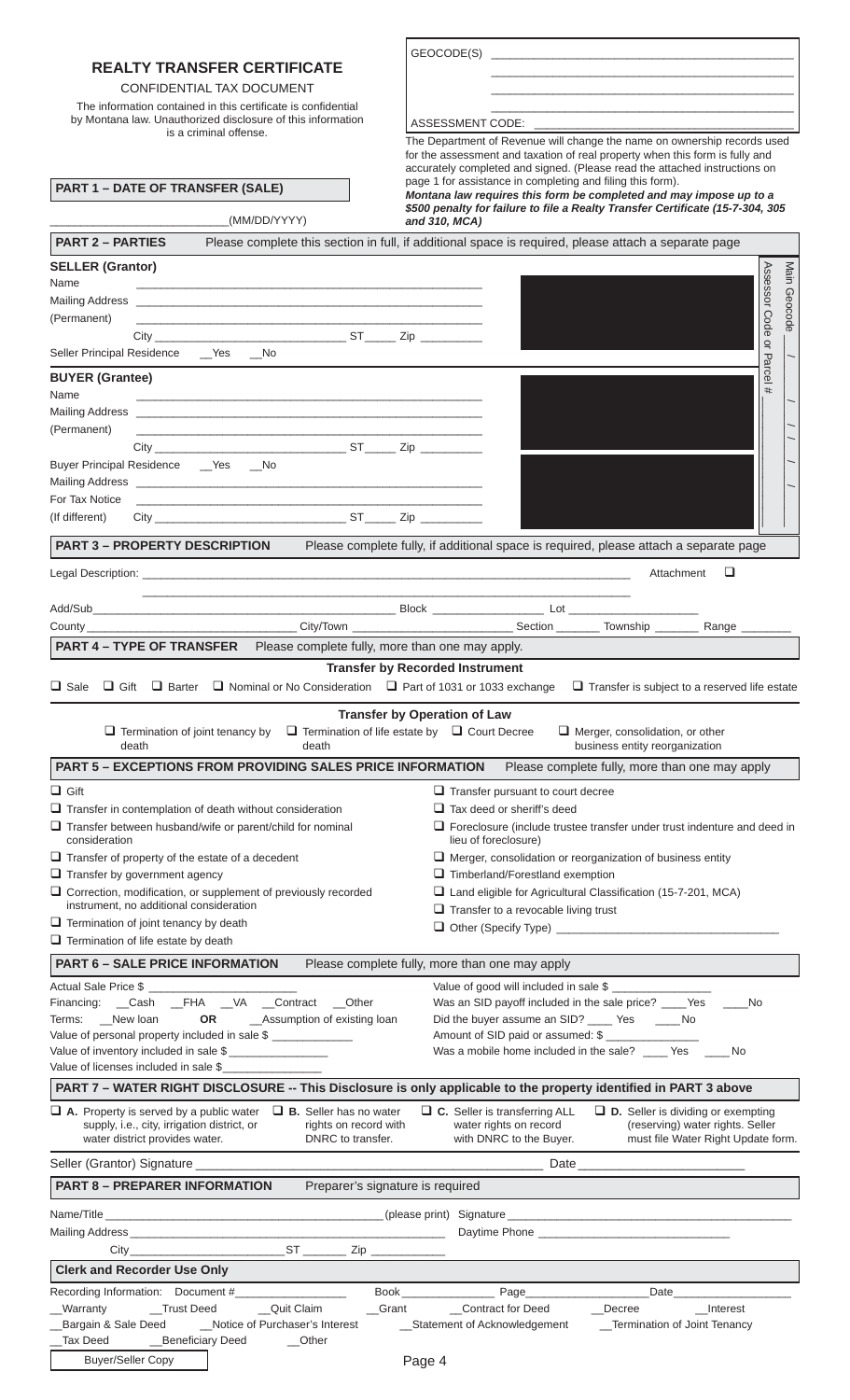## REALTY TRANSFER CERTIFICATE

CONFIDENTIAL TAX DOCUMENT

The information contained in this certificate is confidential by Montana law. Unauthorized disclosure of this information is a criminal offense.

GEOCODE(S) ____________________________________________

ASSESSMENT CODE: ______________________________________

The Department of Revenue will change the name on ownership records used for the assessment and taxation of real property when this form is fully and accurately completed and signed. (Please read the attached instructions on page 1 for assistance in completing and filing this form).

***Montana law requires this form be completed and may impose up to a $500 penalty for failure to file a Realty Transfer Certificate (15-7-304, 305 and 310, MCA)***

### PART 1 – DATE OF TRANSFER (SALE)

____________________(MM/DD/YYYY)

### PART 2 – PARTIES

Please complete this section in full, if additional space is required, please attach a separate page

**SELLER (Grantor)**

Name ____________________________________________

Mailing Address ____________________________________________

(Permanent) ____________________________________________

City ______________________ ST_____ Zip _________

Seller Principal Residence __Yes __No

**BUYER (Grantee)**

Name ____________________________________________

Mailing Address ____________________________________________

(Permanent) ____________________________________________

City ______________________ ST_____ Zip _________

Buyer Principal Residence __Yes __No

Mailing Address ____________________________________________

For Tax Notice ____________________________________________

(If different) City ______________________ ST_____ Zip _________

Main Geocode

Assessor Code or Parcel #

### PART 3 – PROPERTY DESCRIPTION

Please complete fully, if additional space is required, please attach a separate page

Legal Description: ____________________________________________ Attachment ☐

Add/Sub______________________ Block ____________ Lot ______________

County ______________ City/Town ______________ Section _______ Township _______ Range _______

### PART 4 – TYPE OF TRANSFER

Please complete fully, more than one may apply.

**Transfer by Recorded Instrument**

☐ Sale ☐ Gift ☐ Barter ☐ Nominal or No Consideration ☐ Part of 1031 or 1033 exchange ☐ Transfer is subject to a reserved life estate

**Transfer by Operation of Law**

☐ Termination of joint tenancy by death ☐ Termination of life estate by death ☐ Court Decree ☐ Merger, consolidation, or other business entity reorganization

### PART 5 – EXCEPTIONS FROM PROVIDING SALES PRICE INFORMATION

Please complete fully, more than one may apply

- ☐ Gift
- ☐ Transfer in contemplation of death without consideration
- ☐ Transfer between husband/wife or parent/child for nominal consideration
- ☐ Transfer of property of the estate of a decedent
- ☐ Transfer by government agency
- ☐ Correction, modification, or supplement of previously recorded instrument, no additional consideration
- ☐ Termination of joint tenancy by death
- ☐ Termination of life estate by death
- ☐ Transfer pursuant to court decree
- ☐ Tax deed or sheriff's deed
- ☐ Foreclosure (include trustee transfer under trust indenture and deed in lieu of foreclosure)
- ☐ Merger, consolidation or reorganization of business entity
- ☐ Timberland/Forestland exemption
- ☐ Land eligible for Agricultural Classification (15-7-201, MCA)
- ☐ Transfer to a revocable living trust
- ☐ Other (Specify Type) ______________________

### PART 6 – SALE PRICE INFORMATION

Please complete fully, more than one may apply

Actual Sale Price $ ____________________

Financing: __Cash __FHA __VA __Contract __Other

Terms: __New loan **OR** __Assumption of existing loan

Value of personal property included in sale $ ____________

Value of inventory included in sale $ ______________

Value of licenses included in sale $______________

Value of good will included in sale $ ______________

Was an SID payoff included in the sale price? ____Yes ____No

Did the buyer assume an SID? ____ Yes ____No

Amount of SID paid or assumed: $ ______________

Was a mobile home included in the sale? ____ Yes ____No

### PART 7 – WATER RIGHT DISCLOSURE -- This Disclosure is only applicable to the property identified in PART 3 above

☐ **A.** Property is served by a public water supply, i.e., city, irrigation district, or water district provides water.

☐ **B.** Seller has no water rights on record with DNRC to transfer.

☐ **C.** Seller is transferring ALL water rights on record with DNRC to the Buyer.

☐ **D.** Seller is dividing or exempting (reserving) water rights. Seller must file Water Right Update form.

Seller (Grantor) Signature ____________________________________ Date ______________________

### PART 8 – PREPARER INFORMATION

Preparer's signature is required

Name/Title ______________________________(please print) Signature ______________________________

Mailing Address ______________________________ Daytime Phone ______________________

City ______________________ST _______ Zip ___________

### Clerk and Recorder Use Only

Recording Information: Document #______________ Book______________ Page______________ Date______________

__Warranty __Trust Deed __Quit Claim __Grant __Contract for Deed __Decree __Interest

__Bargain & Sale Deed __Notice of Purchaser's Interest __Statement of Acknowledgement __Termination of Joint Tenancy

__Tax Deed __Beneficiary Deed __Other

Buyer/Seller Copy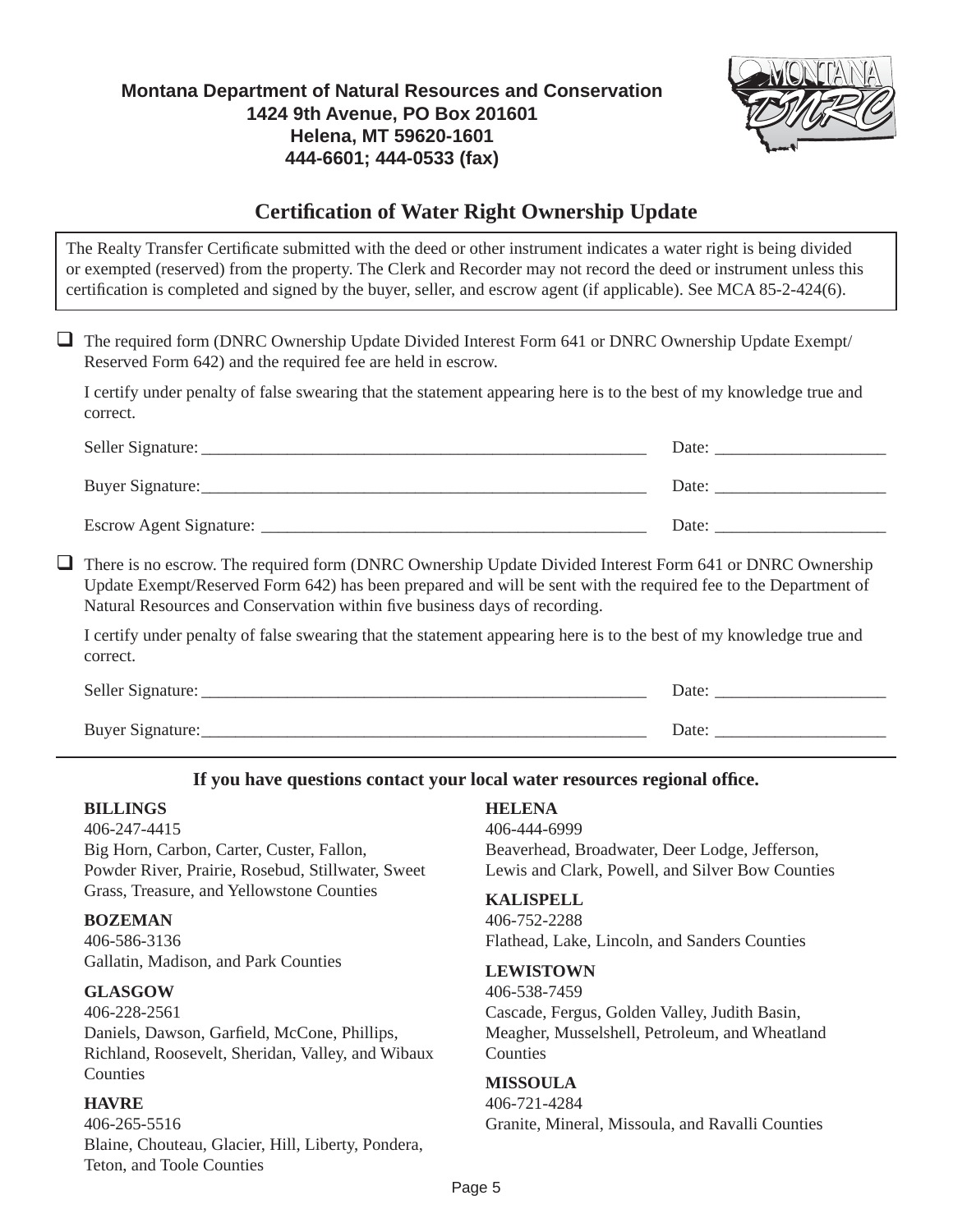**Montana Department of Natural Resources and Conservation**
**1424 9th Avenue, PO Box 201601**
**Helena, MT 59620-1601**
**444-6601; 444-0533 (fax)**

## Certification of Water Right Ownership Update

The Realty Transfer Certificate submitted with the deed or other instrument indicates a water right is being divided or exempted (reserved) from the property. The Clerk and Recorder may not record the deed or instrument unless this certification is completed and signed by the buyer, seller, and escrow agent (if applicable). See MCA 85-2-424(6).

☐ The required form (DNRC Ownership Update Divided Interest Form 641 or DNRC Ownership Update Exempt/Reserved Form 642) and the required fee are held in escrow.

I certify under penalty of false swearing that the statement appearing here is to the best of my knowledge true and correct.

Seller Signature: ______________________________________________ Date: __________________

Buyer Signature: ______________________________________________ Date: __________________

Escrow Agent Signature: ________________________________________ Date: __________________

☐ There is no escrow. The required form (DNRC Ownership Update Divided Interest Form 641 or DNRC Ownership Update Exempt/Reserved Form 642) has been prepared and will be sent with the required fee to the Department of Natural Resources and Conservation within five business days of recording.

I certify under penalty of false swearing that the statement appearing here is to the best of my knowledge true and correct.

Seller Signature: ______________________________________________ Date: __________________

Buyer Signature: ______________________________________________ Date: __________________

---

**If you have questions contact your local water resources regional office.**

**BILLINGS**
406-247-4415
Big Horn, Carbon, Carter, Custer, Fallon, Powder River, Prairie, Rosebud, Stillwater, Sweet Grass, Treasure, and Yellowstone Counties

**BOZEMAN**
406-586-3136
Gallatin, Madison, and Park Counties

**GLASGOW**
406-228-2561
Daniels, Dawson, Garfield, McCone, Phillips, Richland, Roosevelt, Sheridan, Valley, and Wibaux Counties

**HAVRE**
406-265-5516
Blaine, Chouteau, Glacier, Hill, Liberty, Pondera, Teton, and Toole Counties

**HELENA**
406-444-6999
Beaverhead, Broadwater, Deer Lodge, Jefferson, Lewis and Clark, Powell, and Silver Bow Counties

**KALISPELL**
406-752-2288
Flathead, Lake, Lincoln, and Sanders Counties

**LEWISTOWN**
406-538-7459
Cascade, Fergus, Golden Valley, Judith Basin, Meagher, Musselshell, Petroleum, and Wheatland Counties

**MISSOULA**
406-721-4284
Granite, Mineral, Missoula, and Ravalli Counties